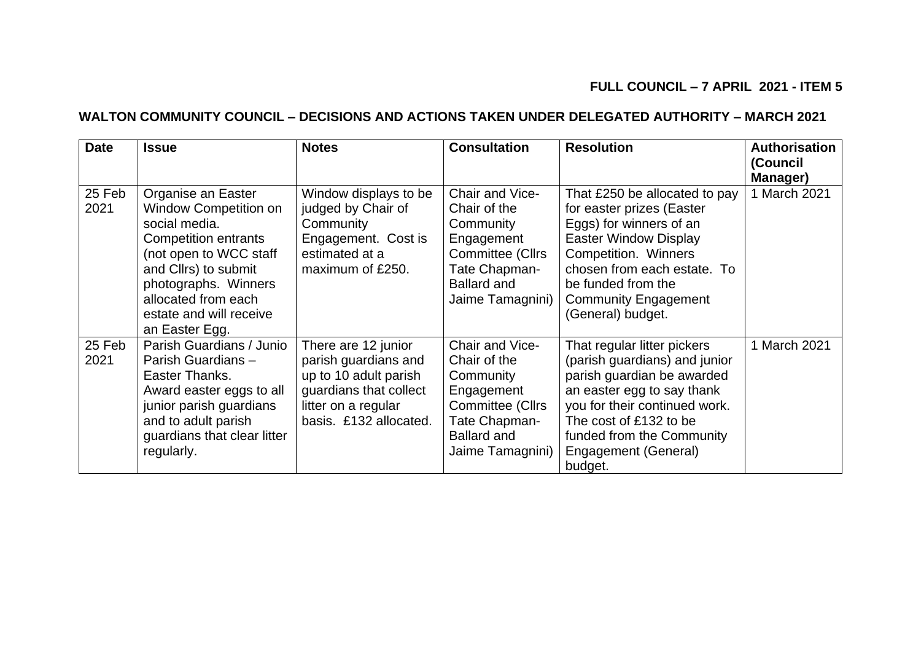**FULL COUNCIL – 7 APRIL 2021 - ITEM 5**

**WALTON COMMUNITY COUNCIL – DECISIONS AND ACTIONS TAKEN UNDER DELEGATED AUTHORITY – MARCH 2021**

| Date | Issue | Notes | Consultation | Resolution | Authorisation (Council Manager) |
|---|---|---|---|---|---|
| 25 Feb 2021 | Organise an Easter Window Competition on social media. Competition entrants (not open to WCC staff and Cllrs) to submit photographs. Winners allocated from each estate and will receive an Easter Egg. | Window displays to be judged by Chair of Community Engagement. Cost is estimated at a maximum of £250. | Chair and Vice-Chair of the Community Engagement Committee (Cllrs Tate Chapman-Ballard and Jaime Tamagnini) | That £250 be allocated to pay for easter prizes (Easter Eggs) for winners of an Easter Window Display Competition. Winners chosen from each estate. To be funded from the Community Engagement (General) budget. | 1 March 2021 |
| 25 Feb 2021 | Parish Guardians / Junio Parish Guardians – Easter Thanks. Award easter eggs to all junior parish guardians and to adult parish guardians that clear litter regularly. | There are 12 junior parish guardians and up to 10 adult parish guardians that collect litter on a regular basis. £132 allocated. | Chair and Vice-Chair of the Community Engagement Committee (Cllrs Tate Chapman-Ballard and Jaime Tamagnini) | That regular litter pickers (parish guardians) and junior parish guardian be awarded an easter egg to say thank you for their continued work. The cost of £132 to be funded from the Community Engagement (General) budget. | 1 March 2021 |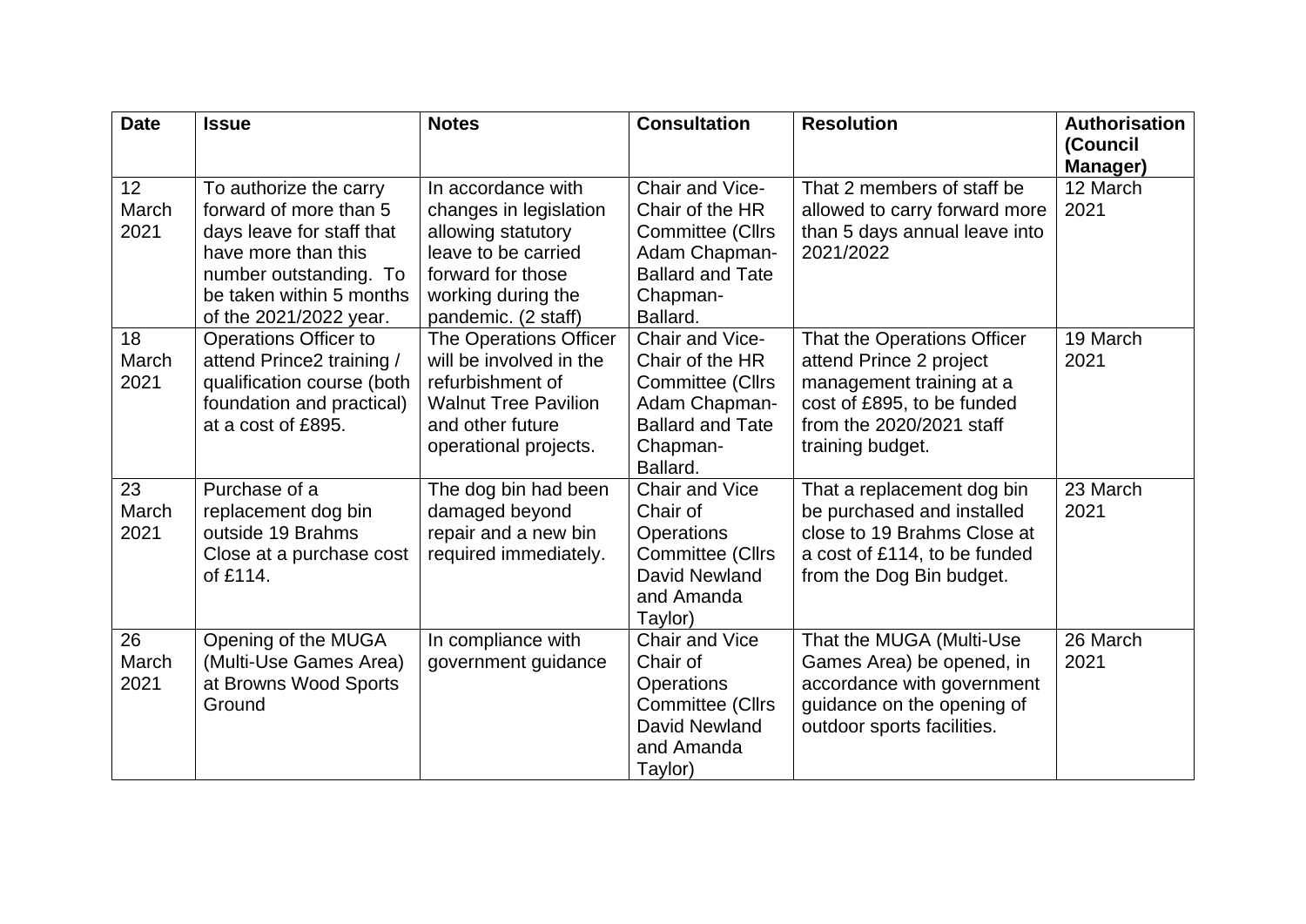| Date | Issue | Notes | Consultation | Resolution | Authorisation (Council Manager) |
|---|---|---|---|---|---|
| 12 March 2021 | To authorize the carry forward of more than 5 days leave for staff that have more than this number outstanding. To be taken within 5 months of the 2021/2022 year. | In accordance with changes in legislation allowing statutory leave to be carried forward for those working during the pandemic. (2 staff) | Chair and Vice-Chair of the HR Committee (Cllrs Adam Chapman-Ballard and Tate Chapman-Ballard. | That 2 members of staff be allowed to carry forward more than 5 days annual leave into 2021/2022 | 12 March 2021 |
| 18 March 2021 | Operations Officer to attend Prince2 training / qualification course (both foundation and practical) at a cost of £895. | The Operations Officer will be involved in the refurbishment of Walnut Tree Pavilion and other future operational projects. | Chair and Vice-Chair of the HR Committee (Cllrs Adam Chapman-Ballard and Tate Chapman-Ballard. | That the Operations Officer attend Prince 2 project management training at a cost of £895, to be funded from the 2020/2021 staff training budget. | 19 March 2021 |
| 23 March 2021 | Purchase of a replacement dog bin outside 19 Brahms Close at a purchase cost of £114. | The dog bin had been damaged beyond repair and a new bin required immediately. | Chair and Vice Chair of Operations Committee (Cllrs David Newland and Amanda Taylor) | That a replacement dog bin be purchased and installed close to 19 Brahms Close at a cost of £114, to be funded from the Dog Bin budget. | 23 March 2021 |
| 26 March 2021 | Opening of the MUGA (Multi-Use Games Area) at Browns Wood Sports Ground | In compliance with government guidance | Chair and Vice Chair of Operations Committee (Cllrs David Newland and Amanda Taylor) | That the MUGA (Multi-Use Games Area) be opened, in accordance with government guidance on the opening of outdoor sports facilities. | 26 March 2021 |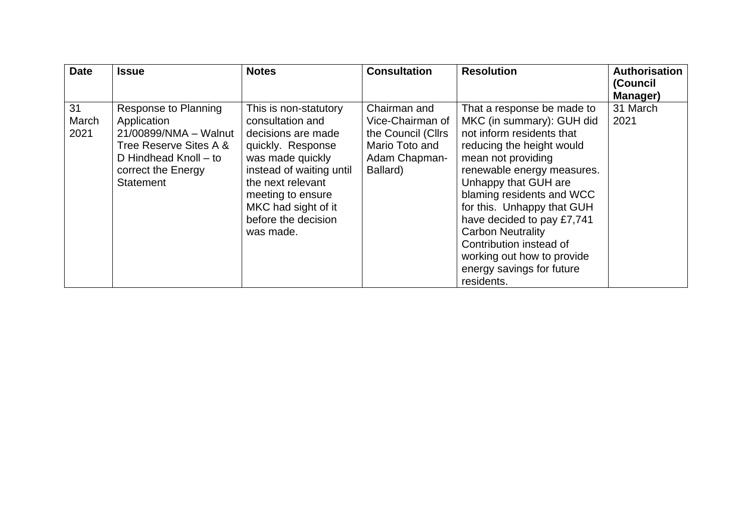| Date | Issue | Notes | Consultation | Resolution | Authorisation (Council Manager) |
|---|---|---|---|---|---|
| 31 March 2021 | Response to Planning Application 21/00899/NMA – Walnut Tree Reserve Sites A & D Hindhead Knoll – to correct the Energy Statement | This is non-statutory consultation and decisions are made quickly. Response was made quickly instead of waiting until the next relevant meeting to ensure MKC had sight of it before the decision was made. | Chairman and Vice-Chairman of the Council (Cllrs Mario Toto and Adam Chapman-Ballard) | That a response be made to MKC (in summary): GUH did not inform residents that reducing the height would mean not providing renewable energy measures. Unhappy that GUH are blaming residents and WCC for this. Unhappy that GUH have decided to pay £7,741 Carbon Neutrality Contribution instead of working out how to provide energy savings for future residents. | 31 March 2021 |